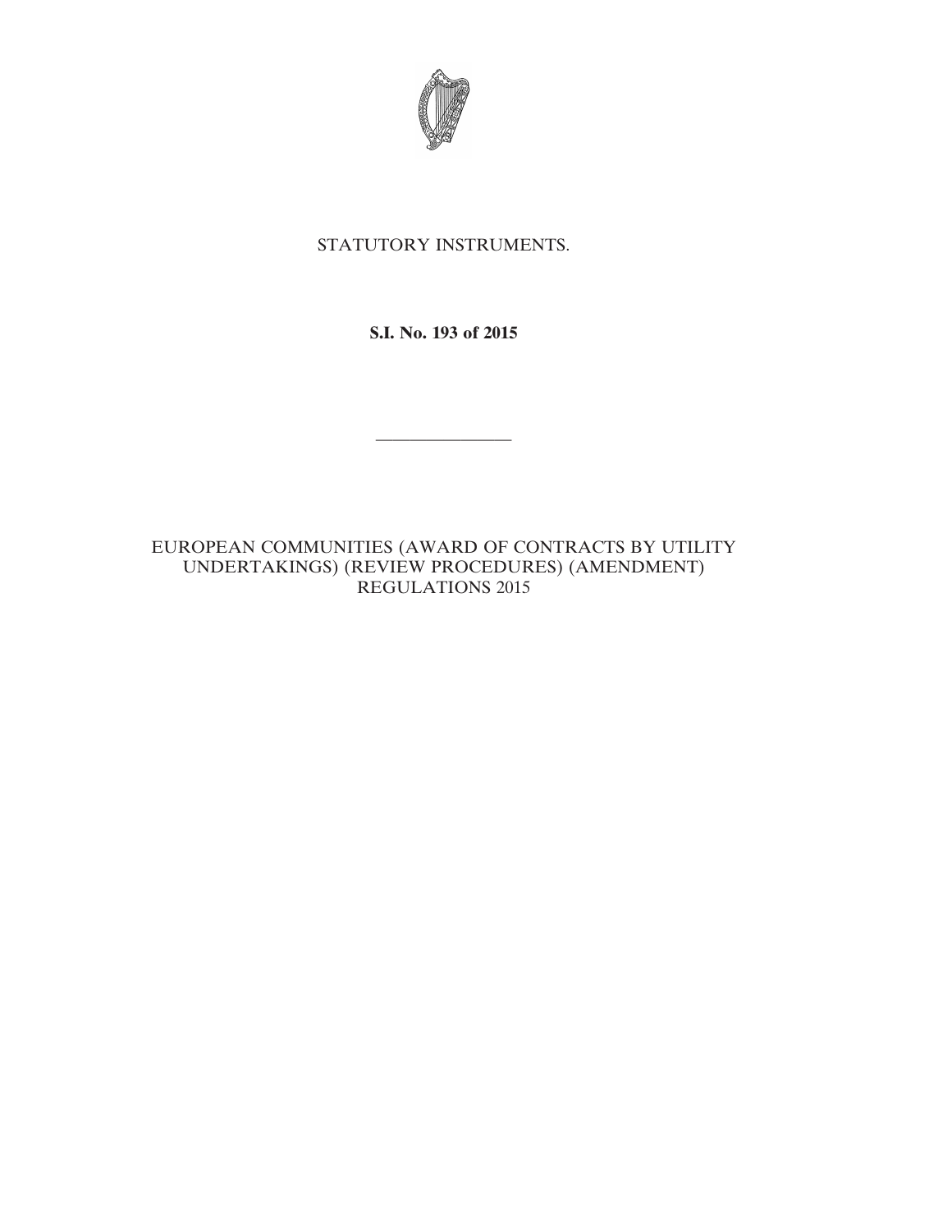STATUTORY INSTRUMENTS.

**S.I. No. 193 of 2015**

---

EUROPEAN COMMUNITIES (AWARD OF CONTRACTS BY UTILITY UNDERTAKINGS) (REVIEW PROCEDURES) (AMENDMENT) REGULATIONS 2015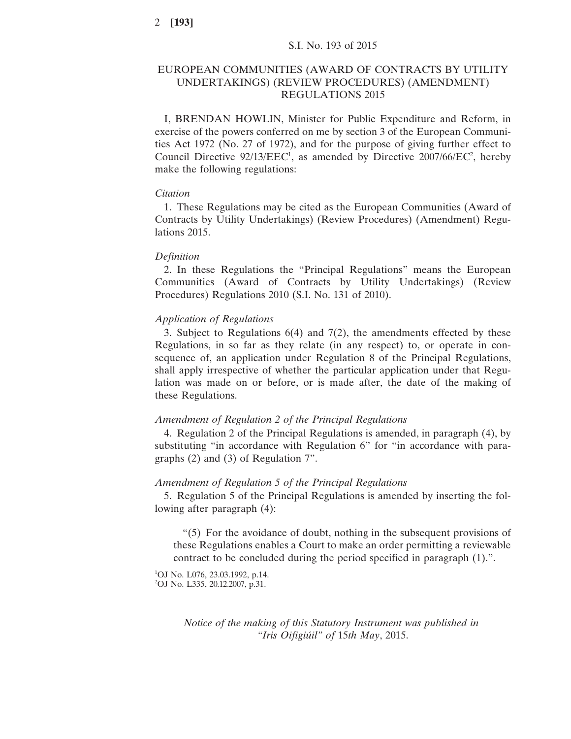S.I. No. 193 of 2015

# EUROPEAN COMMUNITIES (AWARD OF CONTRACTS BY UTILITY UNDERTAKINGS) (REVIEW PROCEDURES) (AMENDMENT) REGULATIONS 2015

I, BRENDAN HOWLIN, Minister for Public Expenditure and Reform, in exercise of the powers conferred on me by section 3 of the European Communities Act 1972 (No. 27 of 1972), and for the purpose of giving further effect to Council Directive 92/13/EEC[1], as amended by Directive 2007/66/EC[2], hereby make the following regulations:

*Citation*

1. These Regulations may be cited as the European Communities (Award of Contracts by Utility Undertakings) (Review Procedures) (Amendment) Regulations 2015.

*Definition*

2. In these Regulations the "Principal Regulations" means the European Communities (Award of Contracts by Utility Undertakings) (Review Procedures) Regulations 2010 (S.I. No. 131 of 2010).

*Application of Regulations*

3. Subject to Regulations 6(4) and 7(2), the amendments effected by these Regulations, in so far as they relate (in any respect) to, or operate in consequence of, an application under Regulation 8 of the Principal Regulations, shall apply irrespective of whether the particular application under that Regulation was made on or before, or is made after, the date of the making of these Regulations.

*Amendment of Regulation 2 of the Principal Regulations*

4. Regulation 2 of the Principal Regulations is amended, in paragraph (4), by substituting "in accordance with Regulation 6" for "in accordance with paragraphs (2) and (3) of Regulation 7".

*Amendment of Regulation 5 of the Principal Regulations*

5. Regulation 5 of the Principal Regulations is amended by inserting the following after paragraph (4):

> "(5) For the avoidance of doubt, nothing in the subsequent provisions of these Regulations enables a Court to make an order permitting a reviewable contract to be concluded during the period specified in paragraph (1).".

[1]OJ No. L076, 23.03.1992, p.14.
[2]OJ No. L335, 20.12.2007, p.31.

*Notice of the making of this Statutory Instrument was published in "Iris Oifigiúil" of 15th May*, 2015.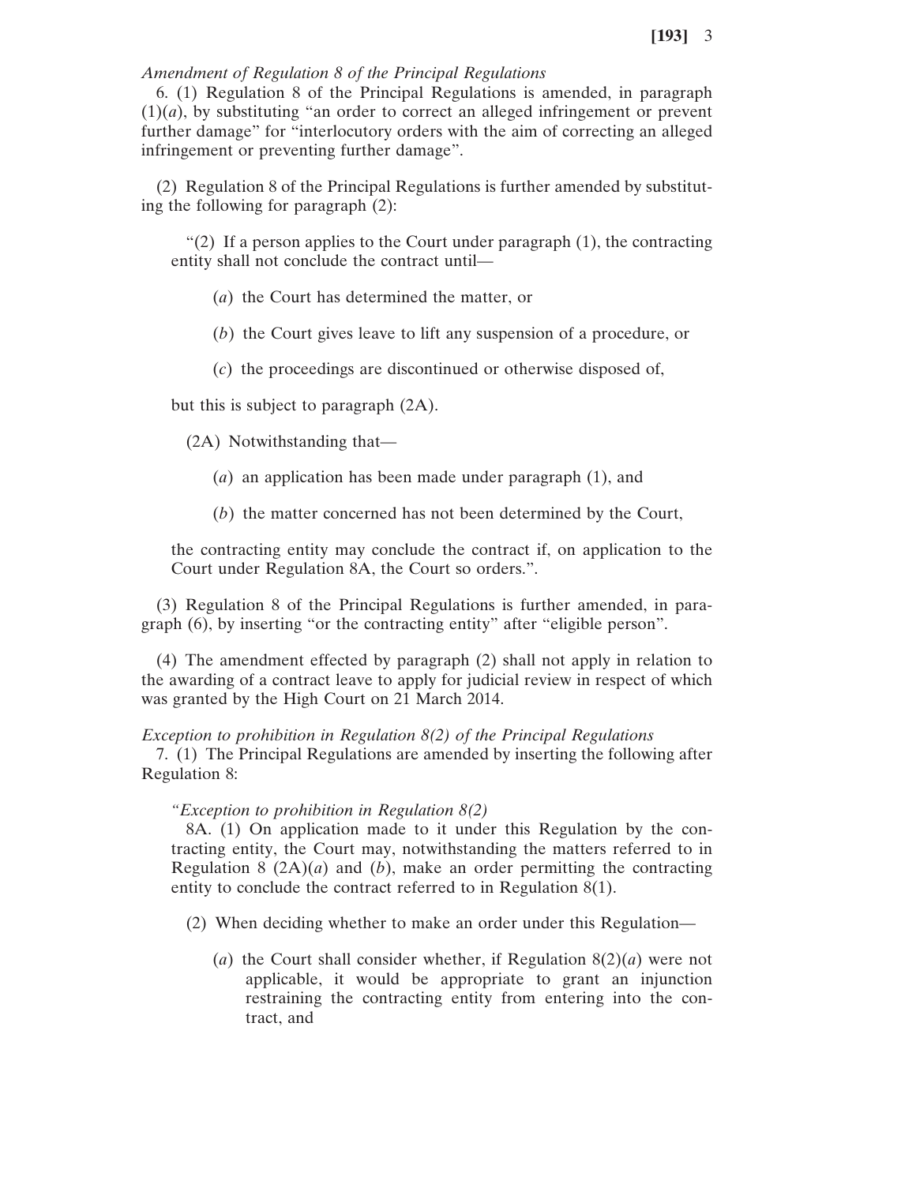*Amendment of Regulation 8 of the Principal Regulations*

6. (1) Regulation 8 of the Principal Regulations is amended, in paragraph (1)(*a*), by substituting "an order to correct an alleged infringement or prevent further damage" for "interlocutory orders with the aim of correcting an alleged infringement or preventing further damage".

(2) Regulation 8 of the Principal Regulations is further amended by substituting the following for paragraph (2):

"(2) If a person applies to the Court under paragraph (1), the contracting entity shall not conclude the contract until—

(*a*) the Court has determined the matter, or

(*b*) the Court gives leave to lift any suspension of a procedure, or

(*c*) the proceedings are discontinued or otherwise disposed of,

but this is subject to paragraph (2A).

(2A) Notwithstanding that—

(*a*) an application has been made under paragraph (1), and

(*b*) the matter concerned has not been determined by the Court,

the contracting entity may conclude the contract if, on application to the Court under Regulation 8A, the Court so orders.".

(3) Regulation 8 of the Principal Regulations is further amended, in paragraph (6), by inserting "or the contracting entity" after "eligible person".

(4) The amendment effected by paragraph (2) shall not apply in relation to the awarding of a contract leave to apply for judicial review in respect of which was granted by the High Court on 21 March 2014.

*Exception to prohibition in Regulation 8(2) of the Principal Regulations*

7. (1) The Principal Regulations are amended by inserting the following after Regulation 8:

*"Exception to prohibition in Regulation 8(2)*

8A. (1) On application made to it under this Regulation by the contracting entity, the Court may, notwithstanding the matters referred to in Regulation 8 (2A)(*a*) and (*b*), make an order permitting the contracting entity to conclude the contract referred to in Regulation 8(1).

(2) When deciding whether to make an order under this Regulation—

(*a*) the Court shall consider whether, if Regulation 8(2)(*a*) were not applicable, it would be appropriate to grant an injunction restraining the contracting entity from entering into the contract, and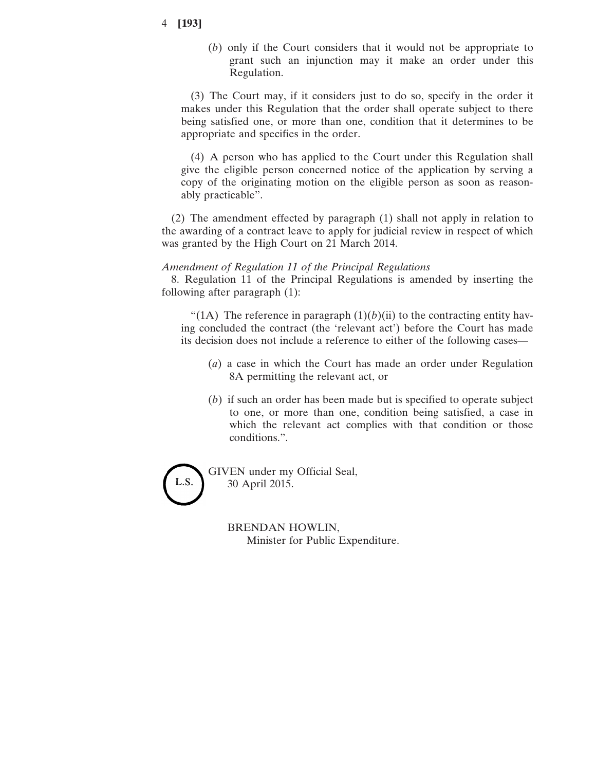(*b*) only if the Court considers that it would not be appropriate to grant such an injunction may it make an order under this Regulation.

(3) The Court may, if it considers just to do so, specify in the order it makes under this Regulation that the order shall operate subject to there being satisfied one, or more than one, condition that it determines to be appropriate and specifies in the order.

(4) A person who has applied to the Court under this Regulation shall give the eligible person concerned notice of the application by serving a copy of the originating motion on the eligible person as soon as reasonably practicable".

(2) The amendment effected by paragraph (1) shall not apply in relation to the awarding of a contract leave to apply for judicial review in respect of which was granted by the High Court on 21 March 2014.

*Amendment of Regulation 11 of the Principal Regulations*

8. Regulation 11 of the Principal Regulations is amended by inserting the following after paragraph (1):

"(1A) The reference in paragraph (1)(*b*)(ii) to the contracting entity having concluded the contract (the 'relevant act') before the Court has made its decision does not include a reference to either of the following cases—

(*a*) a case in which the Court has made an order under Regulation 8A permitting the relevant act, or

(*b*) if such an order has been made but is specified to operate subject to one, or more than one, condition being satisfied, a case in which the relevant act complies with that condition or those conditions.".

L.S.

GIVEN under my Official Seal,
30 April 2015.

BRENDAN HOWLIN,
Minister for Public Expenditure.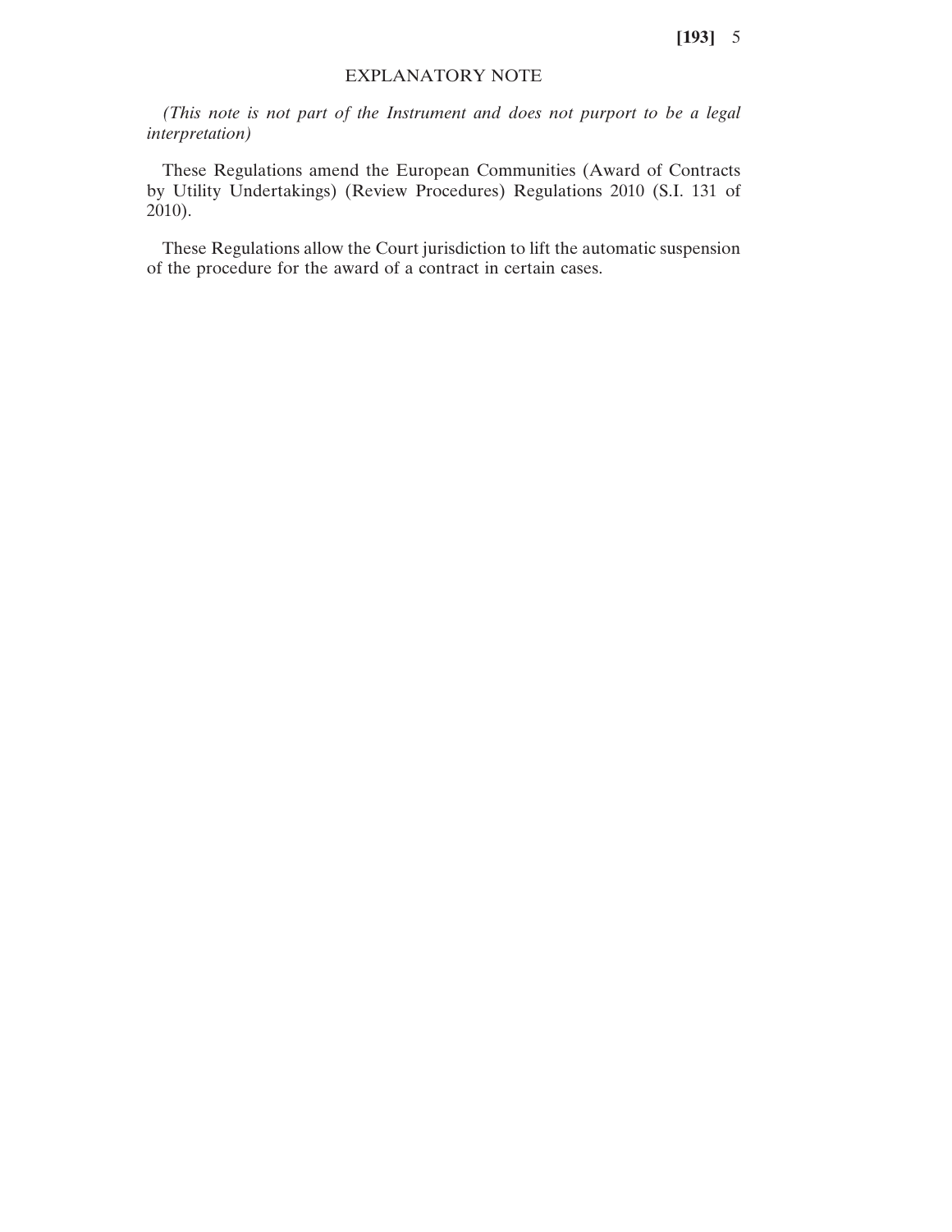## EXPLANATORY NOTE

*(This note is not part of the Instrument and does not purport to be a legal interpretation)*

These Regulations amend the European Communities (Award of Contracts by Utility Undertakings) (Review Procedures) Regulations 2010 (S.I. 131 of 2010).

These Regulations allow the Court jurisdiction to lift the automatic suspension of the procedure for the award of a contract in certain cases.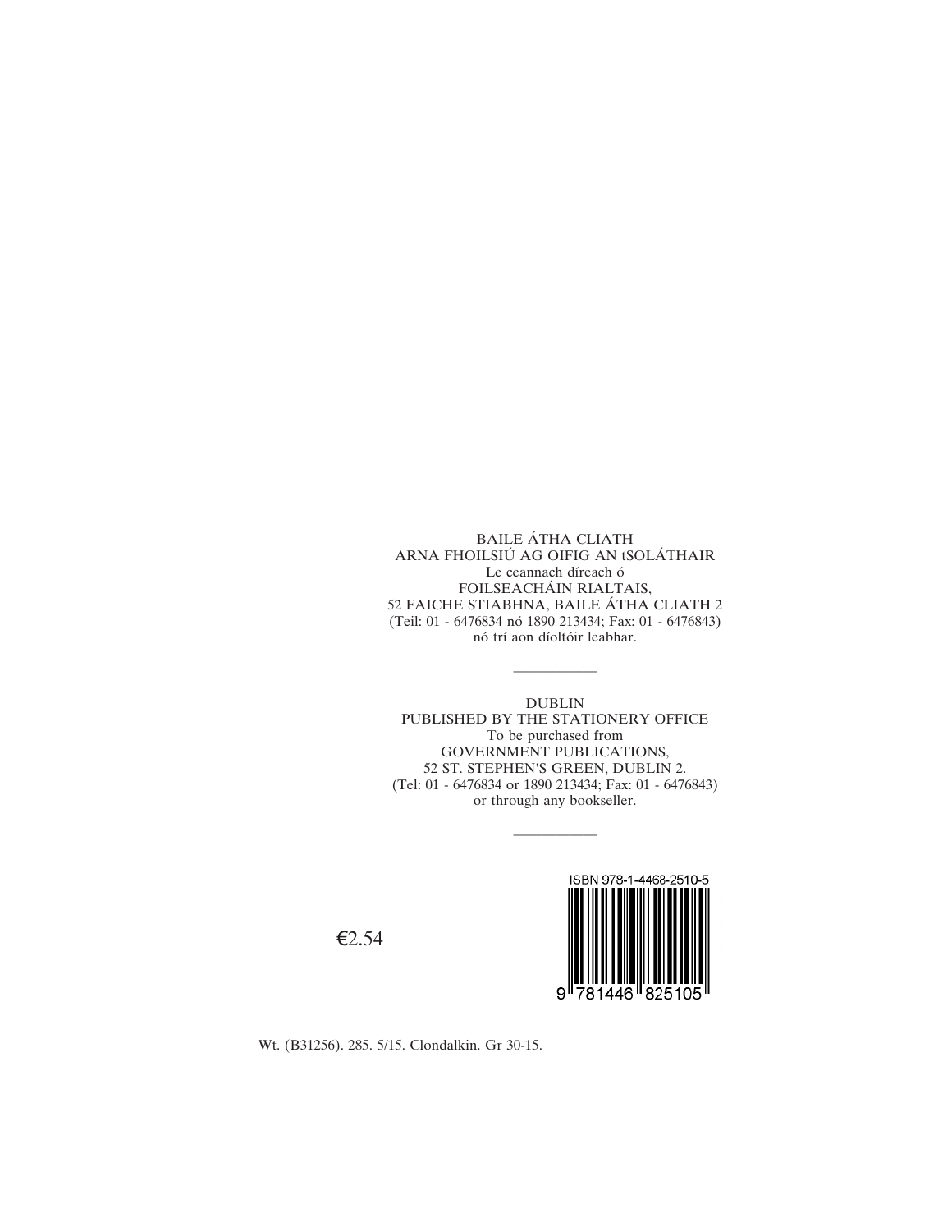BAILE ÁTHA CLIATH
ARNA FHOILSIÚ AG OIFIG AN tSOLÁTHAIR
Le ceannach díreach ó
FOILSEACHÁIN RIALTAIS,
52 FAICHE STIABHNA, BAILE ÁTHA CLIATH 2
(Teil: 01 - 6476834 nó 1890 213434; Fax: 01 - 6476843)
nó trí aon díoltóir leabhar.

---

DUBLIN
PUBLISHED BY THE STATIONERY OFFICE
To be purchased from
GOVERNMENT PUBLICATIONS,
52 ST. STEPHEN'S GREEN, DUBLIN 2.
(Tel: 01 - 6476834 or 1890 213434; Fax: 01 - 6476843)
or through any bookseller.

---

ISBN 978-1-4468-2510-5

9 781446 825105

€2.54

Wt. (B31256). 285. 5/15. Clondalkin. Gr 30-15.